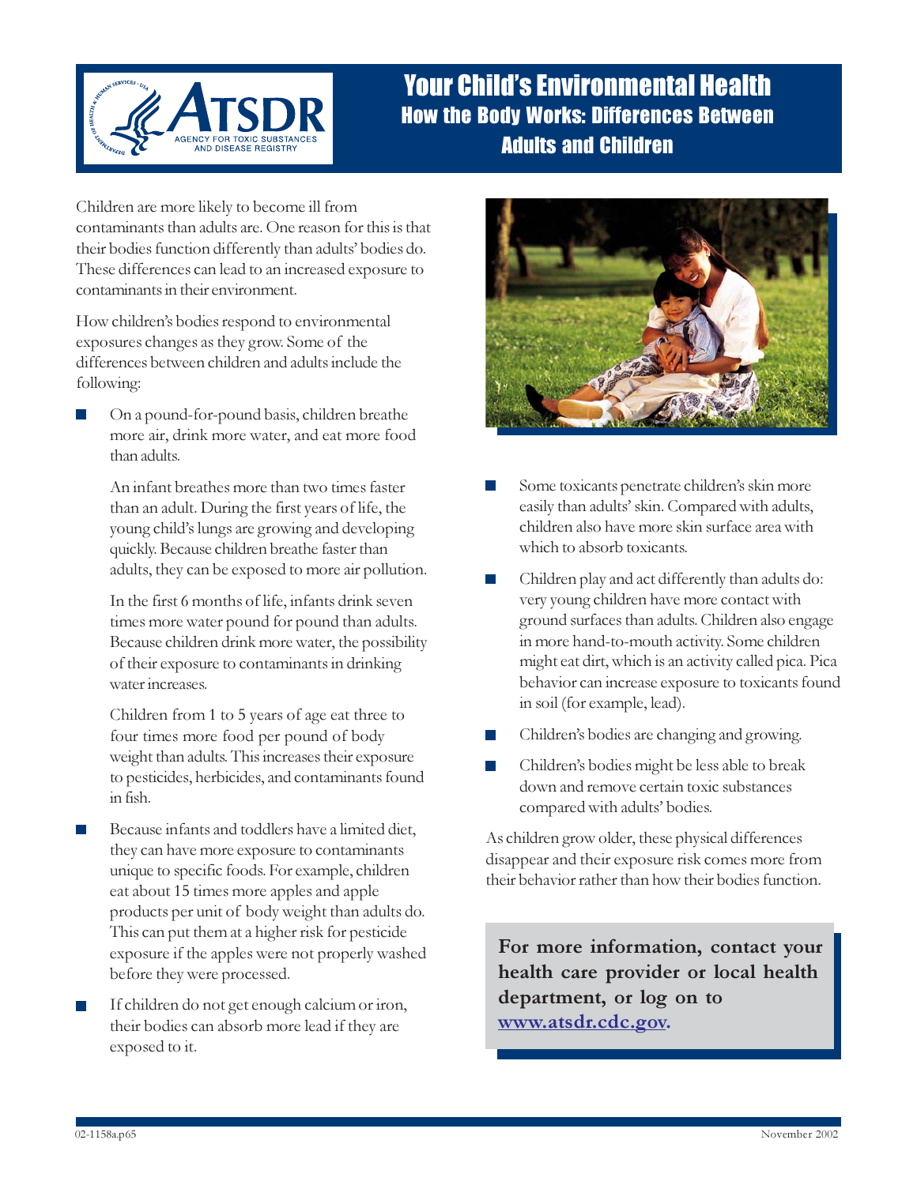ATSDR — Agency for Toxic Substances and Disease Registry

# Your Child's Environmental Health

## How the Body Works: Differences Between Adults and Children

Children are more likely to become ill from contaminants than adults are. One reason for this is that their bodies function differently than adults' bodies do. These differences can lead to an increased exposure to contaminants in their environment.

How children's bodies respond to environmental exposures changes as they grow. Some of the differences between children and adults include the following:

- On a pound-for-pound basis, children breathe more air, drink more water, and eat more food than adults.

  An infant breathes more than two times faster than an adult. During the first years of life, the young child's lungs are growing and developing quickly. Because children breathe faster than adults, they can be exposed to more air pollution.

  In the first 6 months of life, infants drink seven times more water pound for pound than adults. Because children drink more water, the possibility of their exposure to contaminants in drinking water increases.

  Children from 1 to 5 years of age eat three to four times more food per pound of body weight than adults. This increases their exposure to pesticides, herbicides, and contaminants found in fish.

- Because infants and toddlers have a limited diet, they can have more exposure to contaminants unique to specific foods. For example, children eat about 15 times more apples and apple products per unit of body weight than adults do. This can put them at a higher risk for pesticide exposure if the apples were not properly washed before they were processed.

- If children do not get enough calcium or iron, their bodies can absorb more lead if they are exposed to it.

- Some toxicants penetrate children's skin more easily than adults' skin. Compared with adults, children also have more skin surface area with which to absorb toxicants.

- Children play and act differently than adults do: very young children have more contact with ground surfaces than adults. Children also engage in more hand-to-mouth activity. Some children might eat dirt, which is an activity called pica. Pica behavior can increase exposure to toxicants found in soil (for example, lead).

- Children's bodies are changing and growing.

- Children's bodies might be less able to break down and remove certain toxic substances compared with adults' bodies.

As children grow older, these physical differences disappear and their exposure risk comes more from their behavior rather than how their bodies function.

**For more information, contact your health care provider or local health department, or log on to [www.atsdr.cdc.gov](http://www.atsdr.cdc.gov).**

02-1158a.p65 November 2002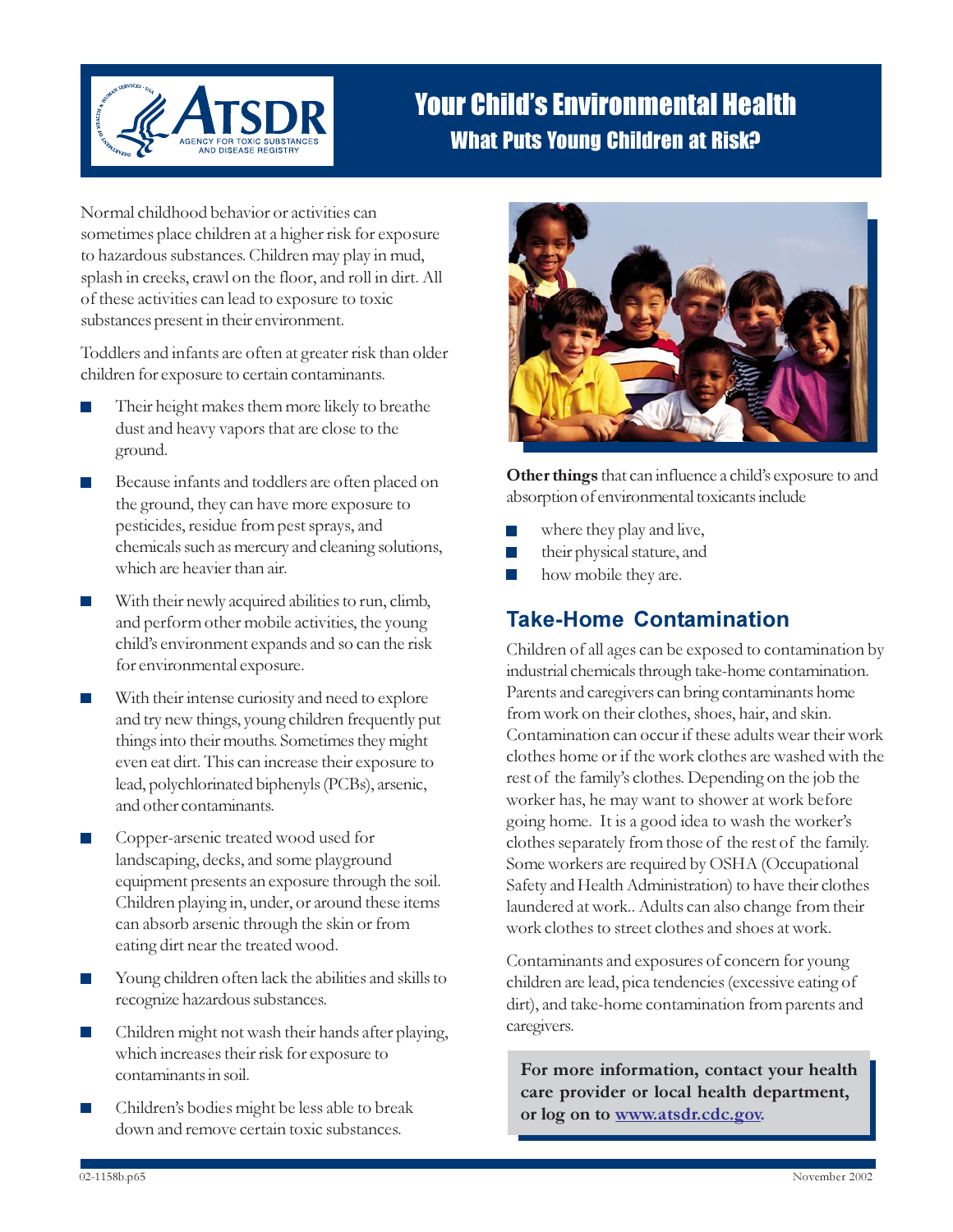# Your Child's Environmental Health

## What Puts Young Children at Risk?

Normal childhood behavior or activities can sometimes place children at a higher risk for exposure to hazardous substances. Children may play in mud, splash in creeks, crawl on the floor, and roll in dirt. All of these activities can lead to exposure to toxic substances present in their environment.

Toddlers and infants are often at greater risk than older children for exposure to certain contaminants.

- Their height makes them more likely to breathe dust and heavy vapors that are close to the ground.
- Because infants and toddlers are often placed on the ground, they can have more exposure to pesticides, residue from pest sprays, and chemicals such as mercury and cleaning solutions, which are heavier than air.
- With their newly acquired abilities to run, climb, and perform other mobile activities, the young child's environment expands and so can the risk for environmental exposure.
- With their intense curiosity and need to explore and try new things, young children frequently put things into their mouths. Sometimes they might even eat dirt. This can increase their exposure to lead, polychlorinated biphenyls (PCBs), arsenic, and other contaminants.
- Copper-arsenic treated wood used for landscaping, decks, and some playground equipment presents an exposure through the soil. Children playing in, under, or around these items can absorb arsenic through the skin or from eating dirt near the treated wood.
- Young children often lack the abilities and skills to recognize hazardous substances.
- Children might not wash their hands after playing, which increases their risk for exposure to contaminants in soil.
- Children's bodies might be less able to break down and remove certain toxic substances.

**Other things** that can influence a child's exposure to and absorption of environmental toxicants include

- where they play and live,
- their physical stature, and
- how mobile they are.

## Take-Home Contamination

Children of all ages can be exposed to contamination by industrial chemicals through take-home contamination. Parents and caregivers can bring contaminants home from work on their clothes, shoes, hair, and skin. Contamination can occur if these adults wear their work clothes home or if the work clothes are washed with the rest of the family's clothes. Depending on the job the worker has, he may want to shower at work before going home. It is a good idea to wash the worker's clothes separately from those of the rest of the family. Some workers are required by OSHA (Occupational Safety and Health Administration) to have their clothes laundered at work.. Adults can also change from their work clothes to street clothes and shoes at work.

Contaminants and exposures of concern for young children are lead, pica tendencies (excessive eating of dirt), and take-home contamination from parents and caregivers.

**For more information, contact your health care provider or local health department, or log on to www.atsdr.cdc.gov.**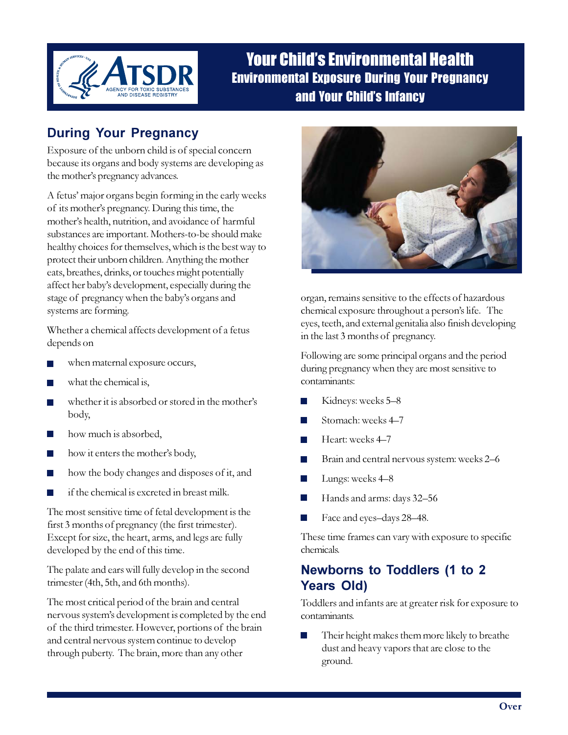# Your Child's Environmental Health

## Environmental Exposure During Your Pregnancy and Your Child's Infancy

## During Your Pregnancy

Exposure of the unborn child is of special concern because its organs and body systems are developing as the mother's pregnancy advances.

A fetus' major organs begin forming in the early weeks of its mother's pregnancy. During this time, the mother's health, nutrition, and avoidance of harmful substances are important. Mothers-to-be should make healthy choices for themselves, which is the best way to protect their unborn children. Anything the mother eats, breathes, drinks, or touches might potentially affect her baby's development, especially during the stage of pregnancy when the baby's organs and systems are forming.

Whether a chemical affects development of a fetus depends on

- when maternal exposure occurs,
- what the chemical is,
- whether it is absorbed or stored in the mother's body,
- how much is absorbed,
- how it enters the mother's body,
- how the body changes and disposes of it, and
- if the chemical is excreted in breast milk.

The most sensitive time of fetal development is the first 3 months of pregnancy (the first trimester). Except for size, the heart, arms, and legs are fully developed by the end of this time.

The palate and ears will fully develop in the second trimester (4th, 5th, and 6th months).

The most critical period of the brain and central nervous system's development is completed by the end of the third trimester. However, portions of the brain and central nervous system continue to develop through puberty. The brain, more than any other organ, remains sensitive to the effects of hazardous chemical exposure throughout a person's life. The eyes, teeth, and external genitalia also finish developing in the last 3 months of pregnancy.

Following are some principal organs and the period during pregnancy when they are most sensitive to contaminants:

- Kidneys: weeks 5–8
- Stomach: weeks 4–7
- Heart: weeks 4–7
- Brain and central nervous system: weeks 2–6
- Lungs: weeks 4–8
- Hands and arms: days 32–56
- Face and eyes–days 28–48.

These time frames can vary with exposure to specific chemicals.

## Newborns to Toddlers (1 to 2 Years Old)

Toddlers and infants are at greater risk for exposure to contaminants.

- Their height makes them more likely to breathe dust and heavy vapors that are close to the ground.

Over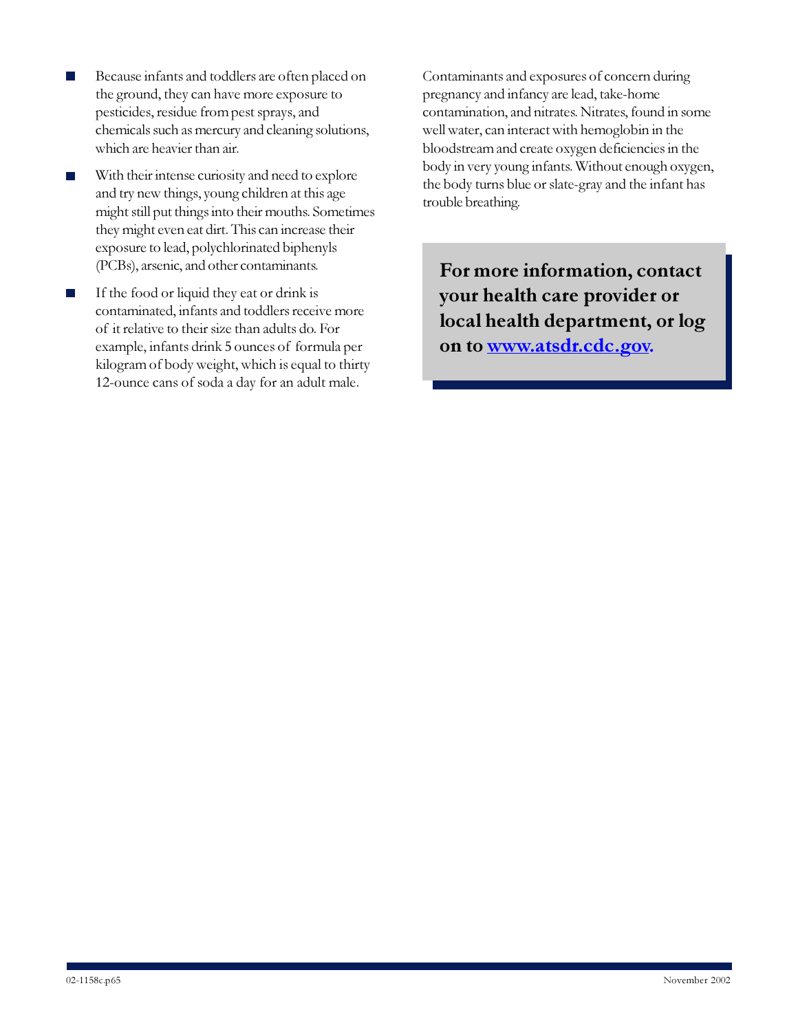- Because infants and toddlers are often placed on the ground, they can have more exposure to pesticides, residue from pest sprays, and chemicals such as mercury and cleaning solutions, which are heavier than air.
- With their intense curiosity and need to explore and try new things, young children at this age might still put things into their mouths. Sometimes they might even eat dirt. This can increase their exposure to lead, polychlorinated biphenyls (PCBs), arsenic, and other contaminants.
- If the food or liquid they eat or drink is contaminated, infants and toddlers receive more of it relative to their size than adults do. For example, infants drink 5 ounces of formula per kilogram of body weight, which is equal to thirty 12-ounce cans of soda a day for an adult male.

Contaminants and exposures of concern during pregnancy and infancy are lead, take-home contamination, and nitrates. Nitrates, found in some well water, can interact with hemoglobin in the bloodstream and create oxygen deficiencies in the body in very young infants. Without enough oxygen, the body turns blue or slate-gray and the infant has trouble breathing.

**For more information, contact your health care provider or local health department, or log on to [www.atsdr.cdc.gov](http://www.atsdr.cdc.gov).**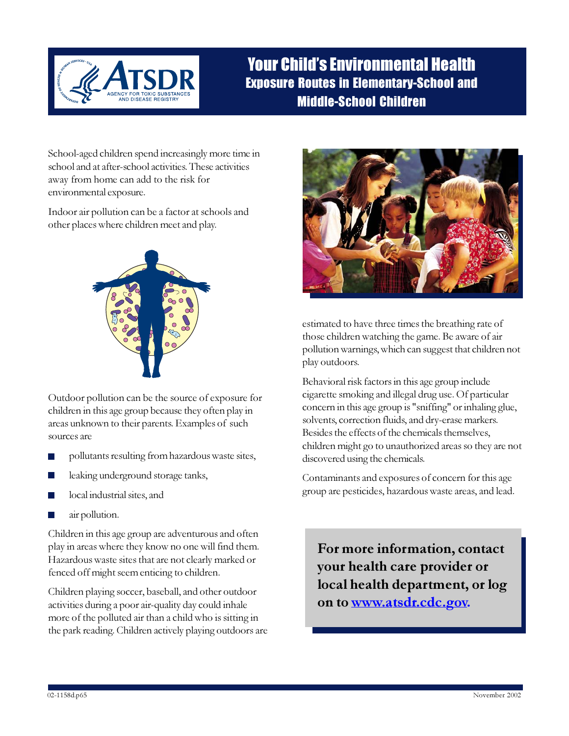# Your Child's Environmental Health

## Exposure Routes in Elementary-School and Middle-School Children

School-aged children spend increasingly more time in school and at after-school activities. These activities away from home can add to the risk for environmental exposure.

Indoor air pollution can be a factor at schools and other places where children meet and play.

Outdoor pollution can be the source of exposure for children in this age group because they often play in areas unknown to their parents. Examples of such sources are

- pollutants resulting from hazardous waste sites,
- leaking underground storage tanks,
- local industrial sites, and
- air pollution.

Children in this age group are adventurous and often play in areas where they know no one will find them. Hazardous waste sites that are not clearly marked or fenced off might seem enticing to children.

Children playing soccer, baseball, and other outdoor activities during a poor air-quality day could inhale more of the polluted air than a child who is sitting in the park reading. Children actively playing outdoors are estimated to have three times the breathing rate of those children watching the game. Be aware of air pollution warnings, which can suggest that children not play outdoors.

Behavioral risk factors in this age group include cigarette smoking and illegal drug use. Of particular concern in this age group is "sniffing" or inhaling glue, solvents, correction fluids, and dry-erase markers. Besides the effects of the chemicals themselves, children might go to unauthorized areas so they are not discovered using the chemicals.

Contaminants and exposures of concern for this age group are pesticides, hazardous waste areas, and lead.

**For more information, contact your health care provider or local health department, or log on to [www.atsdr.cdc.gov.](http://www.atsdr.cdc.gov)**

02-1158d.p65 November 2002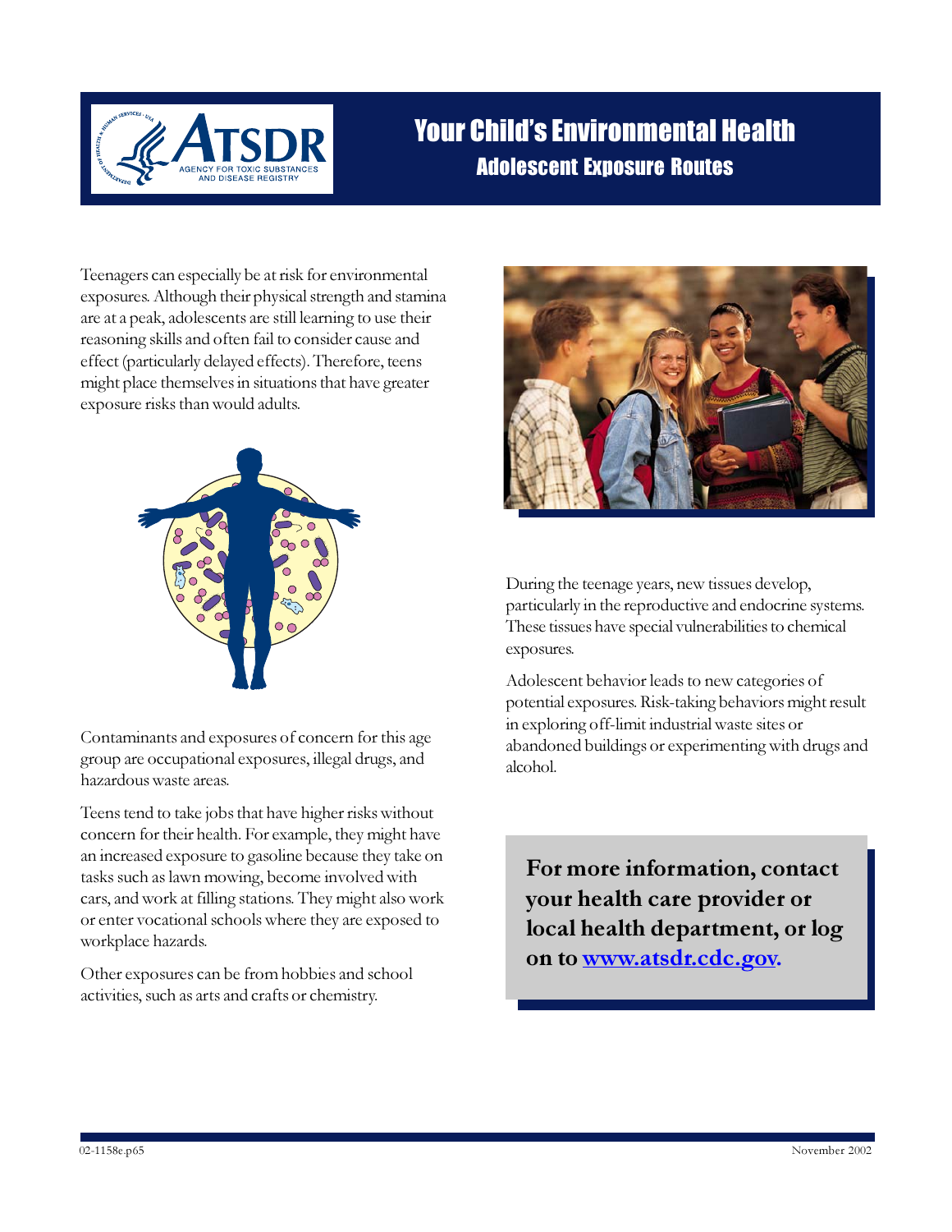# Your Child's Environmental Health

## Adolescent Exposure Routes

Teenagers can especially be at risk for environmental exposures. Although their physical strength and stamina are at a peak, adolescents are still learning to use their reasoning skills and often fail to consider cause and effect (particularly delayed effects). Therefore, teens might place themselves in situations that have greater exposure risks than would adults.

Contaminants and exposures of concern for this age group are occupational exposures, illegal drugs, and hazardous waste areas.

Teens tend to take jobs that have higher risks without concern for their health. For example, they might have an increased exposure to gasoline because they take on tasks such as lawn mowing, become involved with cars, and work at filling stations. They might also work or enter vocational schools where they are exposed to workplace hazards.

Other exposures can be from hobbies and school activities, such as arts and crafts or chemistry.

During the teenage years, new tissues develop, particularly in the reproductive and endocrine systems. These tissues have special vulnerabilities to chemical exposures.

Adolescent behavior leads to new categories of potential exposures. Risk-taking behaviors might result in exploring off-limit industrial waste sites or abandoned buildings or experimenting with drugs and alcohol.

**For more information, contact your health care provider or local health department, or log on to www.atsdr.cdc.gov.**

02-1158e.p65 November 2002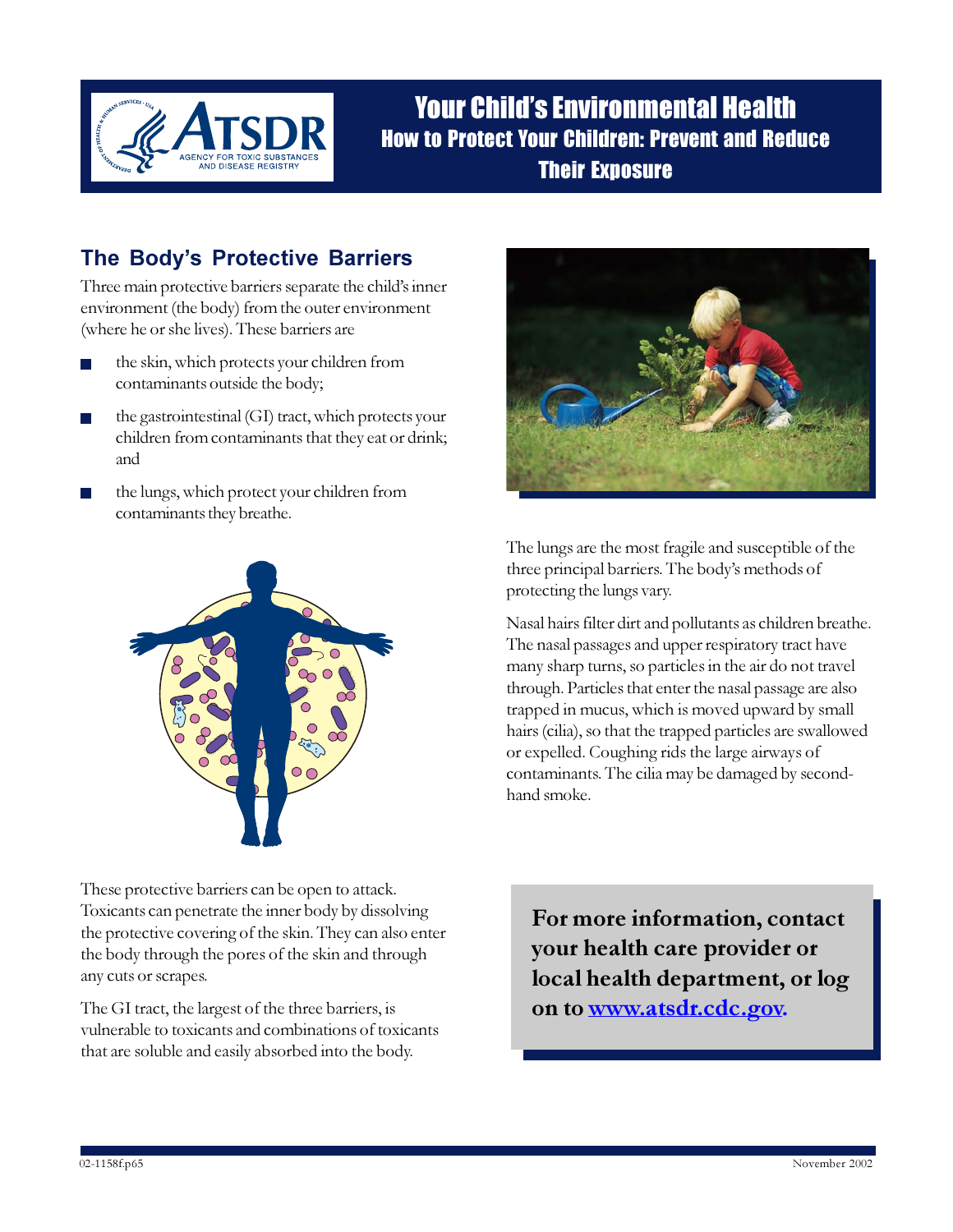# Your Child's Environmental Health

## How to Protect Your Children: Prevent and Reduce Their Exposure

## The Body's Protective Barriers

Three main protective barriers separate the child's inner environment (the body) from the outer environment (where he or she lives). These barriers are

- the skin, which protects your children from contaminants outside the body;
- the gastrointestinal (GI) tract, which protects your children from contaminants that they eat or drink; and
- the lungs, which protect your children from contaminants they breathe.

These protective barriers can be open to attack. Toxicants can penetrate the inner body by dissolving the protective covering of the skin. They can also enter the body through the pores of the skin and through any cuts or scrapes.

The GI tract, the largest of the three barriers, is vulnerable to toxicants and combinations of toxicants that are soluble and easily absorbed into the body.

The lungs are the most fragile and susceptible of the three principal barriers. The body's methods of protecting the lungs vary.

Nasal hairs filter dirt and pollutants as children breathe. The nasal passages and upper respiratory tract have many sharp turns, so particles in the air do not travel through. Particles that enter the nasal passage are also trapped in mucus, which is moved upward by small hairs (cilia), so that the trapped particles are swallowed or expelled. Coughing rids the large airways of contaminants. The cilia may be damaged by second-hand smoke.

**For more information, contact your health care provider or local health department, or log on to [www.atsdr.cdc.gov.](http://www.atsdr.cdc.gov)**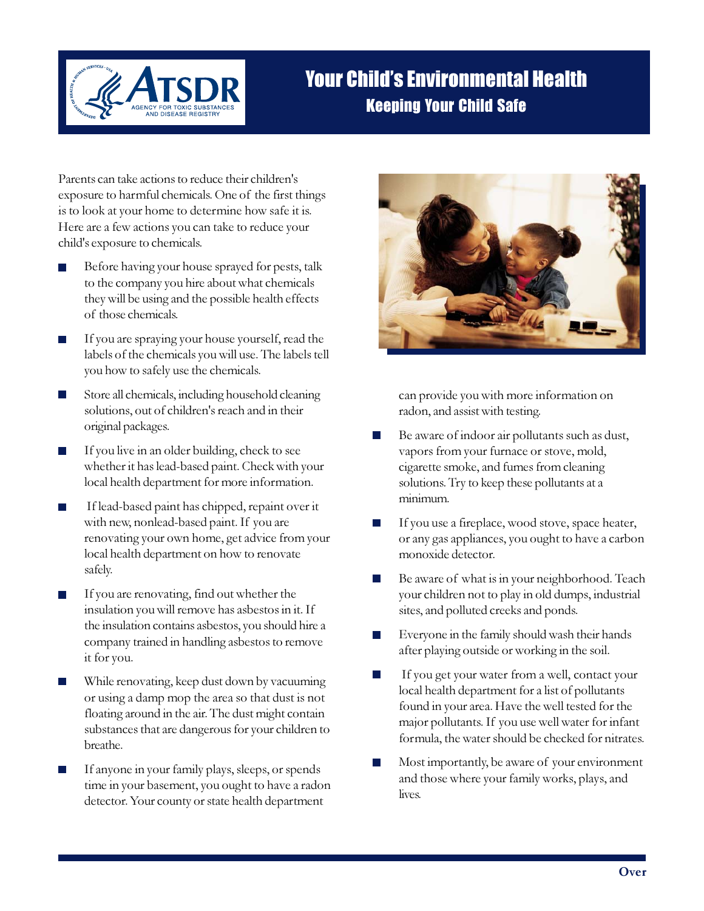# Your Child's Environmental Health

## Keeping Your Child Safe

Parents can take actions to reduce their children's exposure to harmful chemicals. One of the first things is to look at your home to determine how safe it is. Here are a few actions you can take to reduce your child's exposure to chemicals.

- Before having your house sprayed for pests, talk to the company you hire about what chemicals they will be using and the possible health effects of those chemicals.
- If you are spraying your house yourself, read the labels of the chemicals you will use. The labels tell you how to safely use the chemicals.
- Store all chemicals, including household cleaning solutions, out of children's reach and in their original packages.
- If you live in an older building, check to see whether it has lead-based paint. Check with your local health department for more information.
- If lead-based paint has chipped, repaint over it with new, nonlead-based paint. If you are renovating your own home, get advice from your local health department on how to renovate safely.
- If you are renovating, find out whether the insulation you will remove has asbestos in it. If the insulation contains asbestos, you should hire a company trained in handling asbestos to remove it for you.
- While renovating, keep dust down by vacuuming or using a damp mop the area so that dust is not floating around in the air. The dust might contain substances that are dangerous for your children to breathe.
- If anyone in your family plays, sleeps, or spends time in your basement, you ought to have a radon detector. Your county or state health department can provide you with more information on radon, and assist with testing.
- Be aware of indoor air pollutants such as dust, vapors from your furnace or stove, mold, cigarette smoke, and fumes from cleaning solutions. Try to keep these pollutants at a minimum.
- If you use a fireplace, wood stove, space heater, or any gas appliances, you ought to have a carbon monoxide detector.
- Be aware of what is in your neighborhood. Teach your children not to play in old dumps, industrial sites, and polluted creeks and ponds.
- Everyone in the family should wash their hands after playing outside or working in the soil.
- If you get your water from a well, contact your local health department for a list of pollutants found in your area. Have the well tested for the major pollutants. If you use well water for infant formula, the water should be checked for nitrates.
- Most importantly, be aware of your environment and those where your family works, plays, and lives.

**Over**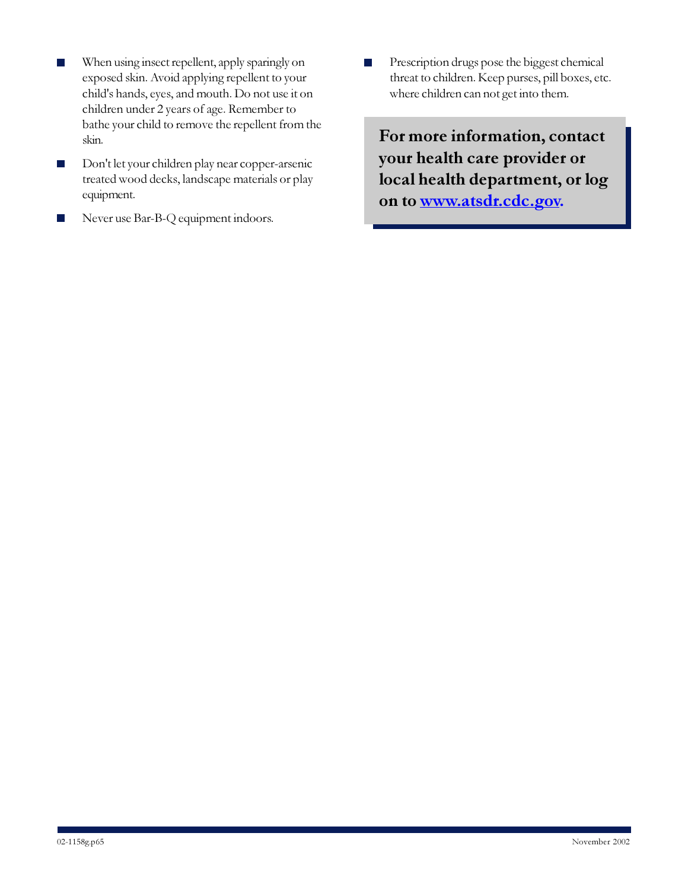- When using insect repellent, apply sparingly on exposed skin. Avoid applying repellent to your child's hands, eyes, and mouth. Do not use it on children under 2 years of age. Remember to bathe your child to remove the repellent from the skin.
- Don't let your children play near copper-arsenic treated wood decks, landscape materials or play equipment.
- Never use Bar-B-Q equipment indoors.
- Prescription drugs pose the biggest chemical threat to children. Keep purses, pill boxes, etc. where children can not get into them.

**For more information, contact your health care provider or local health department, or log on to www.atsdr.cdc.gov.**

02-1158g.p65

November 2002